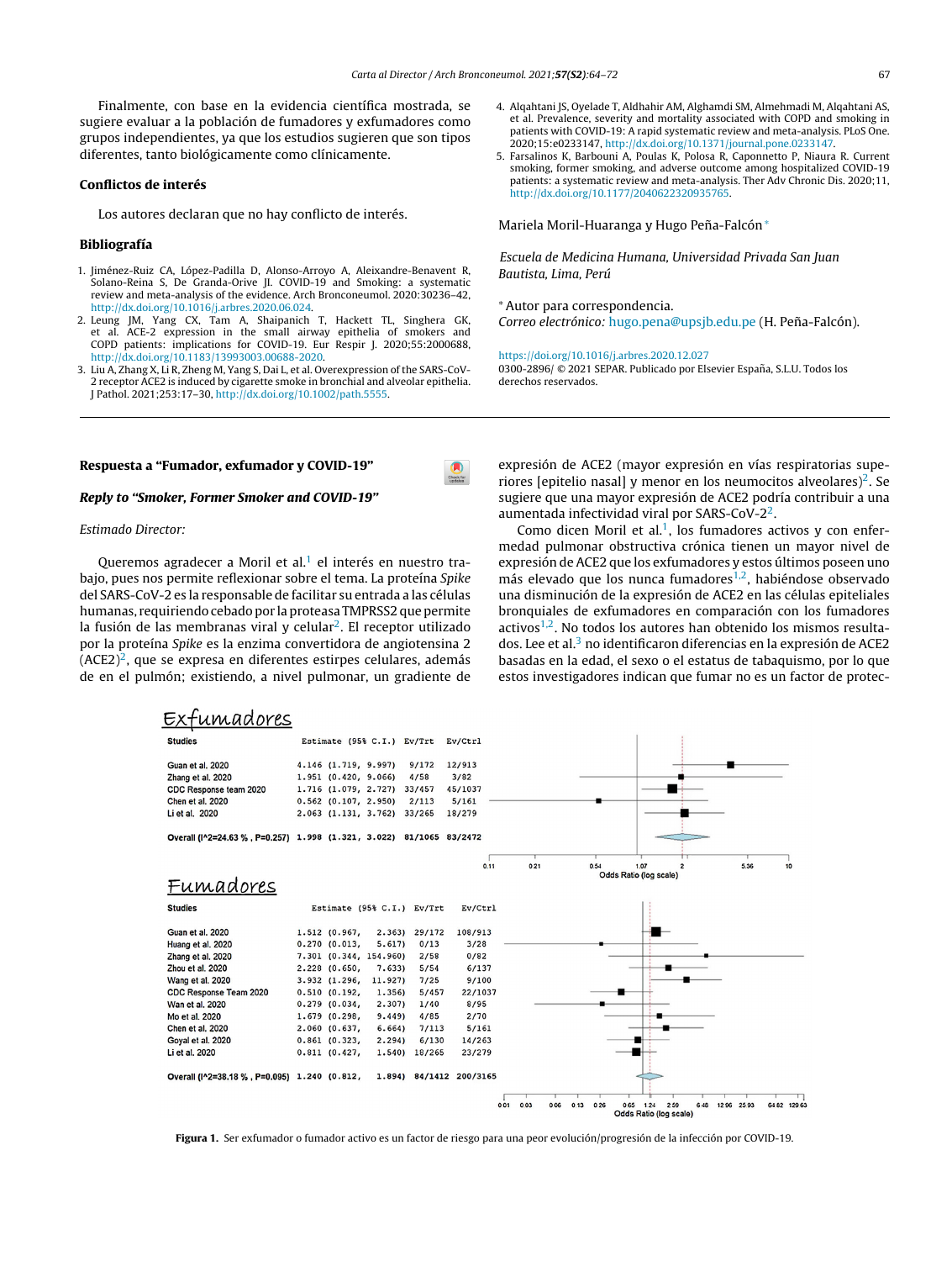Finalmente, con base en la evidencia científica mostrada, se sugiere evaluar a la población de fumadores y exfumadores como grupos independientes, ya que los estudios sugieren que son tipos diferentes, tanto biológicamente como clínicamente.

### Conflictos de interés

Los autores declaran que no hay conflicto de interés.

### Bibliografía

1. Jiménez-Ruiz CA, López-Padilla D, Alonso-Arroyo A, Aleixandre-Benavent R, Solano-Reina S, De Granda-Orive JI. COVID-19 and Smoking: a systematic review and meta-analysis of the evidence. Arch Bronconeumol. 2020:30236–42, http://dx.doi.org/10.1016/j.arbres.2020.06.024.
2. Leung JM, Yang CX, Tam A, Shaipanich T, Hackett TL, Singhera GK, et al. ACE-2 expression in the small airway epithelia of smokers and COPD patients: implications for COVID-19. Eur Respir J. 2020;55:2000688, http://dx.doi.org/10.1183/13993003.00688-2020.
3. Liu A, Zhang X, Li R, Zheng M, Yang S, Dai L, et al. Overexpression of the SARS-CoV-2 receptor ACE2 is induced by cigarette smoke in bronchial and alveolar epithelia. J Pathol. 2021;253:17–30, http://dx.doi.org/10.1002/path.5555.
4. Alqahtani JS, Oyelade T, Aldhahir AM, Alghamdi SM, Almehmadi M, Alqahtani AS, et al. Prevalence, severity and mortality associated with COPD and smoking in patients with COVID-19: A rapid systematic review and meta-analysis. PLoS One. 2020;15:e0233147, http://dx.doi.org/10.1371/journal.pone.0233147.
5. Farsalinos K, Barbouni A, Poulas K, Polosa R, Caponnetto P, Niaura R. Current smoking, former smoking, and adverse outcome among hospitalized COVID-19 patients: a systematic review and meta-analysis. Ther Adv Chronic Dis. 2020;11, http://dx.doi.org/10.1177/2040622320935765.

Mariela Moril-Huaranga y Hugo Peña-Falcón*

*Escuela de Medicina Humana, Universidad Privada San Juan Bautista, Lima, Perú*

\* Autor para correspondencia.
*Correo electrónico:* hugo.pena@upsjb.edu.pe (H. Peña-Falcón).

https://doi.org/10.1016/j.arbres.2020.12.027
0300-2896/ © 2021 SEPAR. Publicado por Elsevier España, S.L.U. Todos los derechos reservados.

---

## Respuesta a "Fumador, exfumador y COVID-19"

### *Reply to "Smoker, Former Smoker and COVID-19"*

*Estimado Director:*

Queremos agradecer a Moril et al.[1] el interés en nuestro trabajo, pues nos permite reflexionar sobre el tema. La proteína *Spike* del SARS-CoV-2 es la responsable de facilitar su entrada a las células humanas, requiriendo cebado por la proteasa TMPRSS2 que permite la fusión de las membranas viral y celular[2]. El receptor utilizado por la proteína *Spike* es la enzima convertidora de angiotensina 2 (ACE2)[2], que se expresa en diferentes estirpes celulares, además de en el pulmón; existiendo, a nivel pulmonar, un gradiente de expresión de ACE2 (mayor expresión en vías respiratorias superiores [epitelio nasal] y menor en los neumocitos alveolares)[2]. Se sugiere que una mayor expresión de ACE2 podría contribuir a una aumentada infectividad viral por SARS-CoV-2[2].

Como dicen Moril et al.[1], los fumadores activos y con enfermedad pulmonar obstructiva crónica tienen un mayor nivel de expresión de ACE2 que los exfumadores y estos últimos poseen uno más elevado que los nunca fumadores[1,2], habiéndose observado una disminución de la expresión de ACE2 en las células epiteliales bronquiales de exfumadores en comparación con los fumadores activos[1,2]. No todos los autores han obtenido los mismos resultados. Lee et al.[3] no identificaron diferencias en la expresión de ACE2 basadas en la edad, el sexo o el estatus de tabaquismo, por lo que estos investigadores indican que fumar no es un factor de protec-

**Exfumadores**

| Studies | Estimate (95% C.I.) | Ev/Trt | Ev/Ctrl |
|---|---|---|---|
| Guan et al. 2020 | 4.146 (1.719, 9.997) | 9/172 | 12/913 |
| Zhang et al. 2020 | 1.951 (0.420, 9.066) | 4/58 | 3/82 |
| CDC Response team 2020 | 1.716 (1.079, 2.727) | 33/457 | 45/1037 |
| Chen et al. 2020 | 0.562 (0.107, 2.950) | 2/113 | 5/161 |
| Li et al. 2020 | 2.063 (1.131, 3.762) | 33/265 | 18/279 |
| Overall (I^2=24.63 %, P=0.257) | 1.998 (1.321, 3.022) | 81/1065 | 83/2472 |

**Fumadores**

| Studies | Estimate (95% C.I.) | Ev/Trt | Ev/Ctrl |
|---|---|---|---|
| Guan et al. 2020 | 1.512 (0.967, 2.363) | 29/172 | 108/913 |
| Huang et al. 2020 | 0.270 (0.013, 5.617) | 0/13 | 3/28 |
| Zhang et al. 2020 | 7.301 (0.344, 154.960) | 2/58 | 0/82 |
| Zhou et al. 2020 | 2.228 (0.650, 7.633) | 5/54 | 6/137 |
| Wang et al. 2020 | 3.932 (1.296, 11.927) | 7/25 | 9/100 |
| CDC Response Team 2020 | 0.510 (0.192, 1.356) | 5/457 | 22/1037 |
| Wan et al. 2020 | 0.279 (0.034, 2.307) | 1/40 | 8/95 |
| Mo et al. 2020 | 1.679 (0.298, 9.449) | 4/85 | 2/70 |
| Chen et al. 2020 | 2.060 (0.637, 6.664) | 7/113 | 5/161 |
| Goyal et al. 2020 | 0.861 (0.323, 2.294) | 6/130 | 14/263 |
| Li et al. 2020 | 0.811 (0.427, 1.540) | 18/265 | 23/279 |
| Overall (I^2=38.18 %, P=0.095) | 1.240 (0.812, 1.894) | 84/1412 | 200/3165 |

**Figura 1.** Ser exfumador o fumador activo es un factor de riesgo para una peor evolución/progresión de la infección por COVID-19.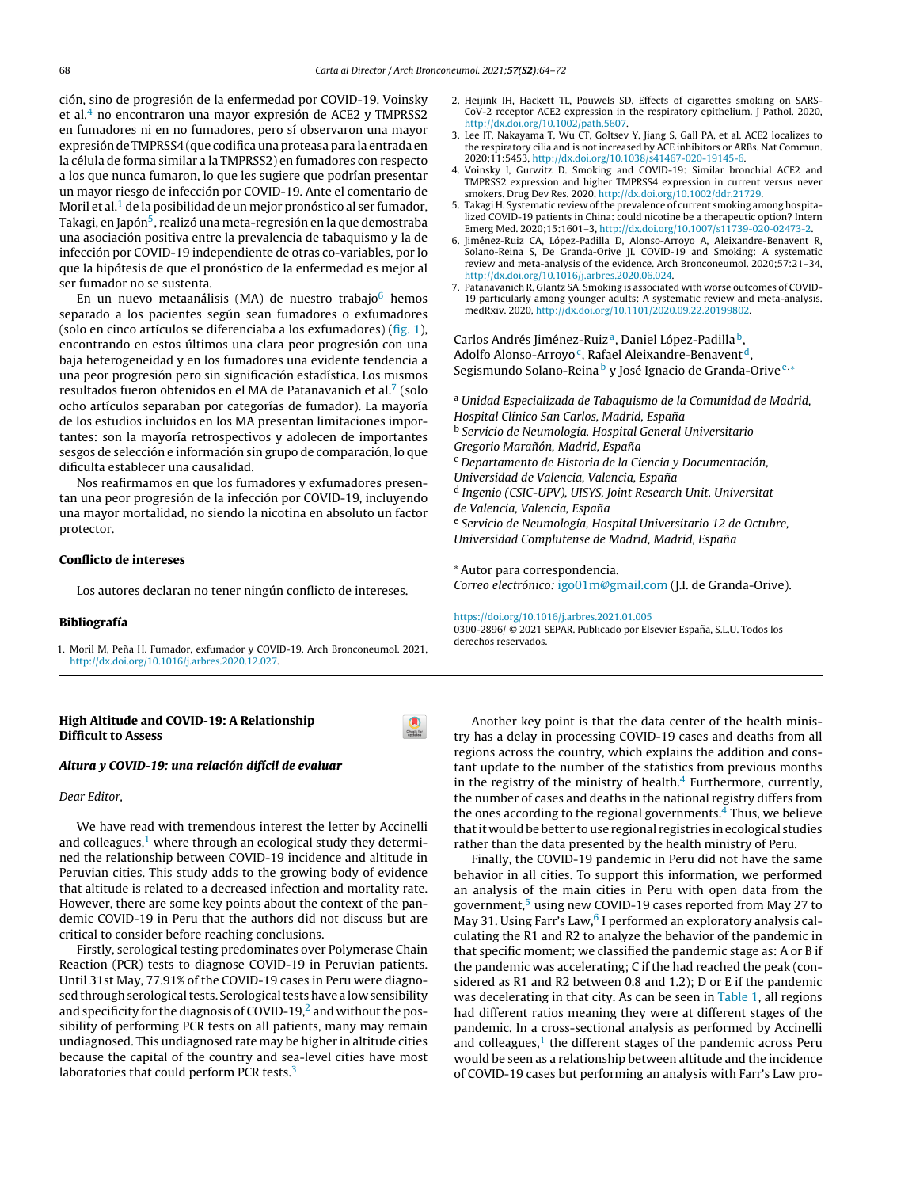ción, sino de progresión de la enfermedad por COVID-19. Voinsky et al.[4] no encontraron una mayor expresión de ACE2 y TMPRSS2 en fumadores ni en no fumadores, pero sí observaron una mayor expresión de TMPRSS4 (que codifica una proteasa para la entrada en la célula de forma similar a la TMPRSS2) en fumadores con respecto a los que nunca fumaron, lo que les sugiere que podrían presentar un mayor riesgo de infección por COVID-19. Ante el comentario de Moril et al.[1] de la posibilidad de un mejor pronóstico al ser fumador, Takagi, en Japón[5], realizó una meta-regresión en la que demostraba una asociación positiva entre la prevalencia de tabaquismo y la de infección por COVID-19 independiente de otras co-variables, por lo que la hipótesis de que el pronóstico de la enfermedad es mejor al ser fumador no se sustenta.

En un nuevo metaanálisis (MA) de nuestro trabajo[6] hemos separado a los pacientes según sean fumadores o exfumadores (solo en cinco artículos se diferenciaba a los exfumadores) (fig. 1), encontrando en estos últimos una clara peor progresión con una baja heterogeneidad y en los fumadores una evidente tendencia a una peor progresión pero sin significación estadística. Los mismos resultados fueron obtenidos en el MA de Patanavanich et al.[7] (solo ocho artículos separaban por categorías de fumador). La mayoría de los estudios incluidos en los MA presentan limitaciones importantes: son la mayoría retrospectivos y adolecen de importantes sesgos de selección e información sin grupo de comparación, lo que dificulta establecer una causalidad.

Nos reafirmamos en que los fumadores y exfumadores presentan una peor progresión de la infección por COVID-19, incluyendo una mayor mortalidad, no siendo la nicotina en absoluto un factor protector.

### Conflicto de intereses

Los autores declaran no tener ningún conflicto de intereses.

### Bibliografía

1. Moril M, Peña H. Fumador, exfumador y COVID-19. Arch Bronconeumol. 2021, http://dx.doi.org/10.1016/j.arbres.2020.12.027.
2. Heijink IH, Hackett TL, Pouwels SD. Effects of cigarettes smoking on SARS-CoV-2 receptor ACE2 expression in the respiratory epithelium. J Pathol. 2020, http://dx.doi.org/10.1002/path.5607.
3. Lee IT, Nakayama T, Wu CT, Goltsev Y, Jiang S, Gall PA, et al. ACE2 localizes to the respiratory cilia and is not increased by ACE inhibitors or ARBs. Nat Commun. 2020;11:5453, http://dx.doi.org/10.1038/s41467-020-19145-6.
4. Voinsky I, Gurwitz D. Smoking and COVID-19: Similar bronchial ACE2 and TMPRSS2 expression and higher TMPRSS4 expression in current versus never smokers. Drug Dev Res. 2020, http://dx.doi.org/10.1002/ddr.21729.
5. Takagi H. Systematic review of the prevalence of current smoking among hospitalized COVID-19 patients in China: could nicotine be a therapeutic option? Intern Emerg Med. 2020;15:1601–3, http://dx.doi.org/10.1007/s11739-020-02473-2.
6. Jiménez-Ruiz CA, López-Padilla D, Alonso-Arroyo A, Aleixandre-Benavent R, Solano-Reina S, De Granda-Orive JI. COVID-19 and Smoking: A systematic review and meta-analysis of the evidence. Arch Bronconeumol. 2020;57:21–34, http://dx.doi.org/10.1016/j.arbres.2020.06.024.
7. Patanavanich R, Glantz SA. Smoking is associated with worse outcomes of COVID-19 particularly among younger adults: A systematic review and meta-analysis. medRxiv. 2020, http://dx.doi.org/10.1101/2020.09.22.20199802.

Carlos Andrés Jiménez-Ruiz[a], Daniel López-Padilla[b], Adolfo Alonso-Arroyo[c], Rafael Aleixandre-Benavent[d], Segismundo Solano-Reina[b] y José Ignacio de Granda-Orive[e,*]

[a] *Unidad Especializada de Tabaquismo de la Comunidad de Madrid, Hospital Clínico San Carlos, Madrid, España*
[b] *Servicio de Neumología, Hospital General Universitario Gregorio Marañón, Madrid, España*
[c] *Departamento de Historia de la Ciencia y Documentación, Universidad de Valencia, Valencia, España*
[d] *Ingenio (CSIC-UPV), UISYS, Joint Research Unit, Universitat de Valencia, Valencia, España*
[e] *Servicio de Neumología, Hospital Universitario 12 de Octubre, Universidad Complutense de Madrid, Madrid, España*

* Autor para correspondencia.
*Correo electrónico:* igo01m@gmail.com (J.I. de Granda-Orive).

https://doi.org/10.1016/j.arbres.2021.01.005
0300-2896/ © 2021 SEPAR. Publicado por Elsevier España, S.L.U. Todos los derechos reservados.

## High Altitude and COVID-19: A Relationship Difficult to Assess

### *Altura y COVID-19: una relación difícil de evaluar*

*Dear Editor,*

We have read with tremendous interest the letter by Accinelli and colleagues,[1] where through an ecological study they determined the relationship between COVID-19 incidence and altitude in Peruvian cities. This study adds to the growing body of evidence that altitude is related to a decreased infection and mortality rate. However, there are some key points about the context of the pandemic COVID-19 in Peru that the authors did not discuss but are critical to consider before reaching conclusions.

Firstly, serological testing predominates over Polymerase Chain Reaction (PCR) tests to diagnose COVID-19 in Peruvian patients. Until 31st May, 77.91% of the COVID-19 cases in Peru were diagnosed through serological tests. Serological tests have a low sensibility and specificity for the diagnosis of COVID-19,[2] and without the possibility of performing PCR tests on all patients, many may remain undiagnosed. This undiagnosed rate may be higher in altitude cities because the capital of the country and sea-level cities have most laboratories that could perform PCR tests.[3]

Another key point is that the data center of the health ministry has a delay in processing COVID-19 cases and deaths from all regions across the country, which explains the addition and constant update to the number of the statistics from previous months in the registry of the ministry of health.[4] Furthermore, currently, the number of cases and deaths in the national registry differs from the ones according to the regional governments.[4] Thus, we believe that it would be better to use regional registries in ecological studies rather than the data presented by the health ministry of Peru.

Finally, the COVID-19 pandemic in Peru did not have the same behavior in all cities. To support this information, we performed an analysis of the main cities in Peru with open data from the government,[5] using new COVID-19 cases reported from May 27 to May 31. Using Farr's Law,[6] I performed an exploratory analysis calculating the R1 and R2 to analyze the behavior of the pandemic in that specific moment; we classified the pandemic stage as: A or B if the pandemic was accelerating; C if the had reached the peak (considered as R1 and R2 between 0.8 and 1.2); D or E if the pandemic was decelerating in that city. As can be seen in Table 1, all regions had different ratios meaning they were at different stages of the pandemic. In a cross-sectional analysis as performed by Accinelli and colleagues,[1] the different stages of the pandemic across Peru would be seen as a relationship between altitude and the incidence of COVID-19 cases but performing an analysis with Farr's Law pro-